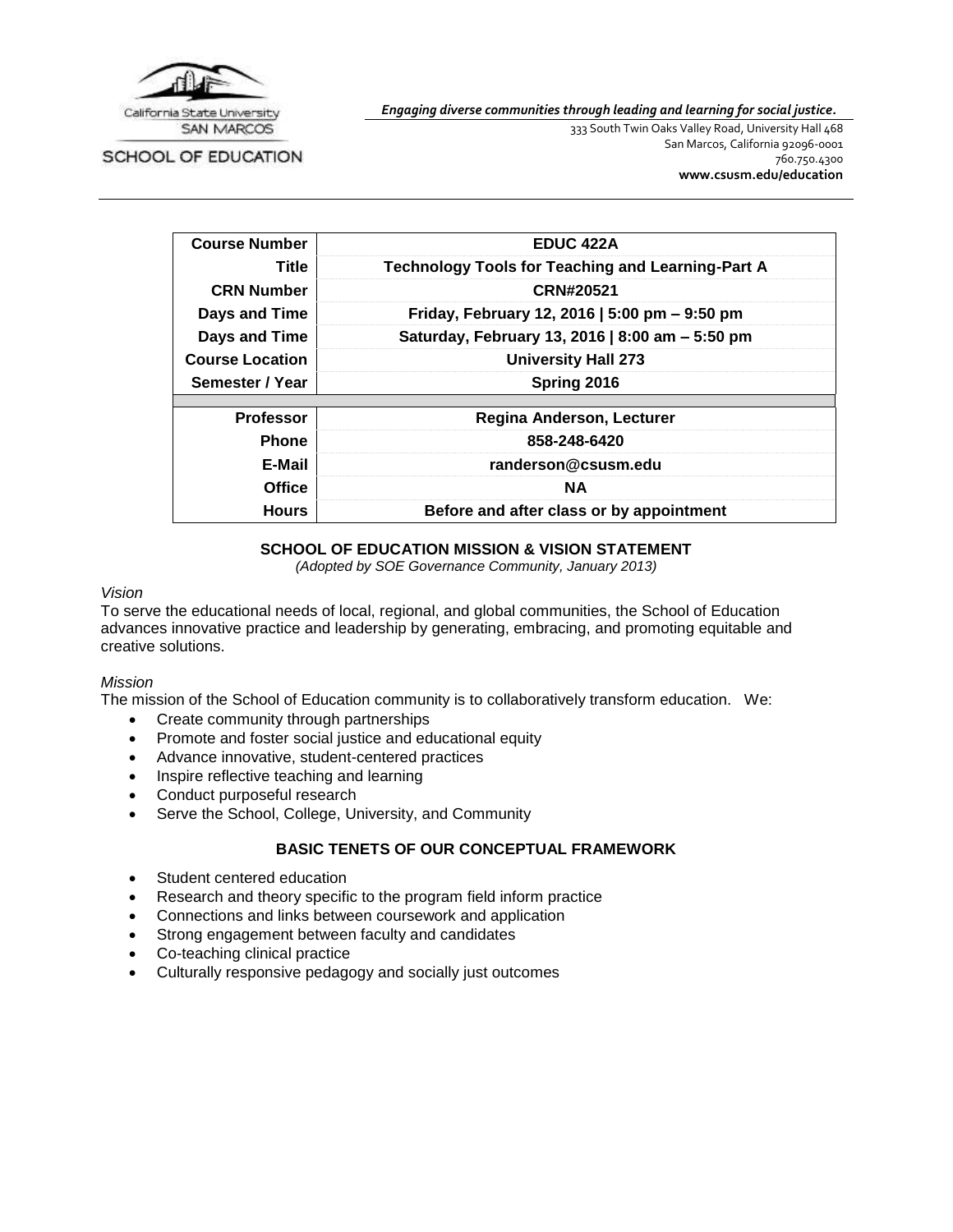California State University SAN MARCOS

SCHOOL OF EDUCATION

***Engaging diverse communities through leading and learning for social justice.***

333 South Twin Oaks Valley Road, University Hall 468
San Marcos, California 92096-0001
760.750.4300
**www.csusm.edu/education**

| | |
|---|---|
| **Course Number** | **EDUC 422A** |
| **Title** | **Technology Tools for Teaching and Learning-Part A** |
| **CRN Number** | **CRN#20521** |
| **Days and Time** | **Friday, February 12, 2016 \| 5:00 pm – 9:50 pm** |
| **Days and Time** | **Saturday, February 13, 2016 \| 8:00 am – 5:50 pm** |
| **Course Location** | **University Hall 273** |
| **Semester / Year** | **Spring 2016** |
| | |
| **Professor** | **Regina Anderson, Lecturer** |
| **Phone** | **858-248-6420** |
| **E-Mail** | **randerson@csusm.edu** |
| **Office** | **NA** |
| **Hours** | **Before and after class or by appointment** |

## SCHOOL OF EDUCATION MISSION & VISION STATEMENT

*(Adopted by SOE Governance Community, January 2013)*

*Vision*

To serve the educational needs of local, regional, and global communities, the School of Education advances innovative practice and leadership by generating, embracing, and promoting equitable and creative solutions.

*Mission*

The mission of the School of Education community is to collaboratively transform education. We:

- Create community through partnerships
- Promote and foster social justice and educational equity
- Advance innovative, student-centered practices
- Inspire reflective teaching and learning
- Conduct purposeful research
- Serve the School, College, University, and Community

## BASIC TENETS OF OUR CONCEPTUAL FRAMEWORK

- Student centered education
- Research and theory specific to the program field inform practice
- Connections and links between coursework and application
- Strong engagement between faculty and candidates
- Co-teaching clinical practice
- Culturally responsive pedagogy and socially just outcomes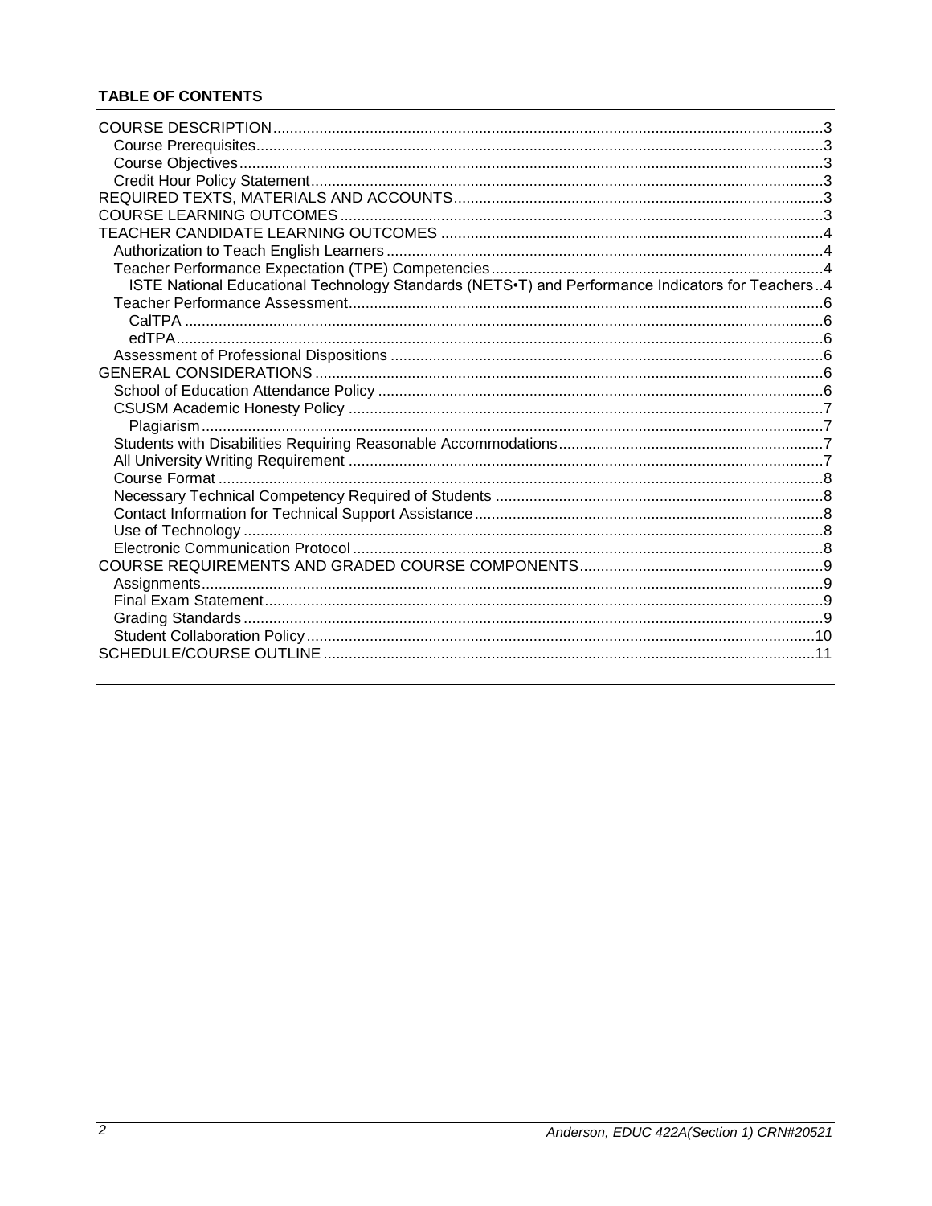**TABLE OF CONTENTS**

COURSE DESCRIPTION ..... 3
- Course Prerequisites ..... 3
- Course Objectives ..... 3
- Credit Hour Policy Statement ..... 3

REQUIRED TEXTS, MATERIALS AND ACCOUNTS ..... 3

COURSE LEARNING OUTCOMES ..... 3

TEACHER CANDIDATE LEARNING OUTCOMES ..... 4
- Authorization to Teach English Learners ..... 4
- Teacher Performance Expectation (TPE) Competencies ..... 4
  - ISTE National Educational Technology Standards (NETS•T) and Performance Indicators for Teachers ..... 4
- Teacher Performance Assessment ..... 6
  - CalTPA ..... 6
  - edTPA ..... 6
- Assessment of Professional Dispositions ..... 6

GENERAL CONSIDERATIONS ..... 6
- School of Education Attendance Policy ..... 6
- CSUSM Academic Honesty Policy ..... 7
  - Plagiarism ..... 7
- Students with Disabilities Requiring Reasonable Accommodations ..... 7
- All University Writing Requirement ..... 7
- Course Format ..... 8
- Necessary Technical Competency Required of Students ..... 8
- Contact Information for Technical Support Assistance ..... 8
- Use of Technology ..... 8
- Electronic Communication Protocol ..... 8

COURSE REQUIREMENTS AND GRADED COURSE COMPONENTS ..... 9
- Assignments ..... 9
- Final Exam Statement ..... 9
- Grading Standards ..... 9
- Student Collaboration Policy ..... 10

SCHEDULE/COURSE OUTLINE ..... 11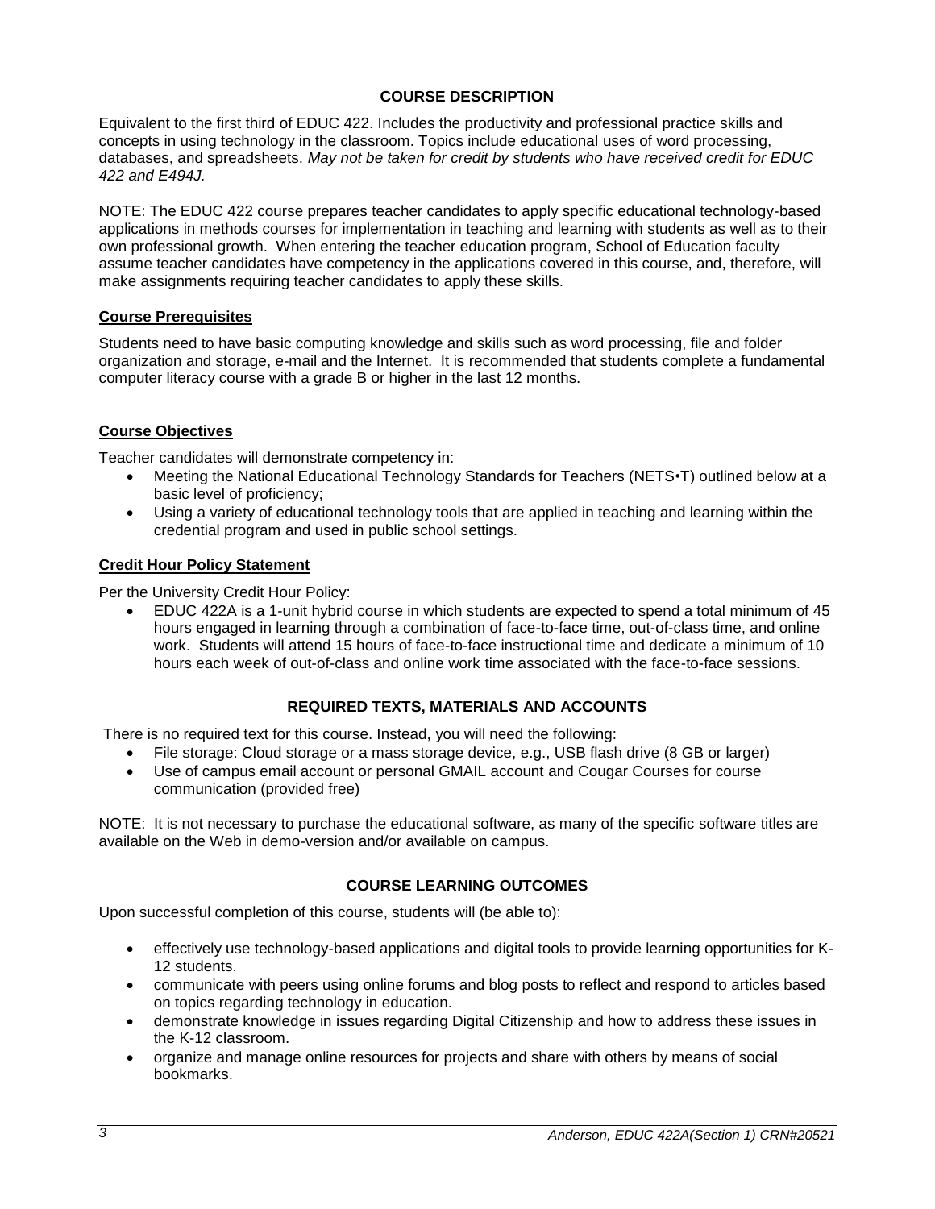## COURSE DESCRIPTION

Equivalent to the first third of EDUC 422. Includes the productivity and professional practice skills and concepts in using technology in the classroom. Topics include educational uses of word processing, databases, and spreadsheets. *May not be taken for credit by students who have received credit for EDUC 422 and E494J.*

NOTE: The EDUC 422 course prepares teacher candidates to apply specific educational technology-based applications in methods courses for implementation in teaching and learning with students as well as to their own professional growth. When entering the teacher education program, School of Education faculty assume teacher candidates have competency in the applications covered in this course, and, therefore, will make assignments requiring teacher candidates to apply these skills.

### Course Prerequisites

Students need to have basic computing knowledge and skills such as word processing, file and folder organization and storage, e-mail and the Internet. It is recommended that students complete a fundamental computer literacy course with a grade B or higher in the last 12 months.

### Course Objectives

Teacher candidates will demonstrate competency in:

- Meeting the National Educational Technology Standards for Teachers (NETS•T) outlined below at a basic level of proficiency;
- Using a variety of educational technology tools that are applied in teaching and learning within the credential program and used in public school settings.

### Credit Hour Policy Statement

Per the University Credit Hour Policy:

- EDUC 422A is a 1-unit hybrid course in which students are expected to spend a total minimum of 45 hours engaged in learning through a combination of face-to-face time, out-of-class time, and online work. Students will attend 15 hours of face-to-face instructional time and dedicate a minimum of 10 hours each week of out-of-class and online work time associated with the face-to-face sessions.

## REQUIRED TEXTS, MATERIALS AND ACCOUNTS

There is no required text for this course. Instead, you will need the following:

- File storage: Cloud storage or a mass storage device, e.g., USB flash drive (8 GB or larger)
- Use of campus email account or personal GMAIL account and Cougar Courses for course communication (provided free)

NOTE: It is not necessary to purchase the educational software, as many of the specific software titles are available on the Web in demo-version and/or available on campus.

## COURSE LEARNING OUTCOMES

Upon successful completion of this course, students will (be able to):

- effectively use technology-based applications and digital tools to provide learning opportunities for K-12 students.
- communicate with peers using online forums and blog posts to reflect and respond to articles based on topics regarding technology in education.
- demonstrate knowledge in issues regarding Digital Citizenship and how to address these issues in the K-12 classroom.
- organize and manage online resources for projects and share with others by means of social bookmarks.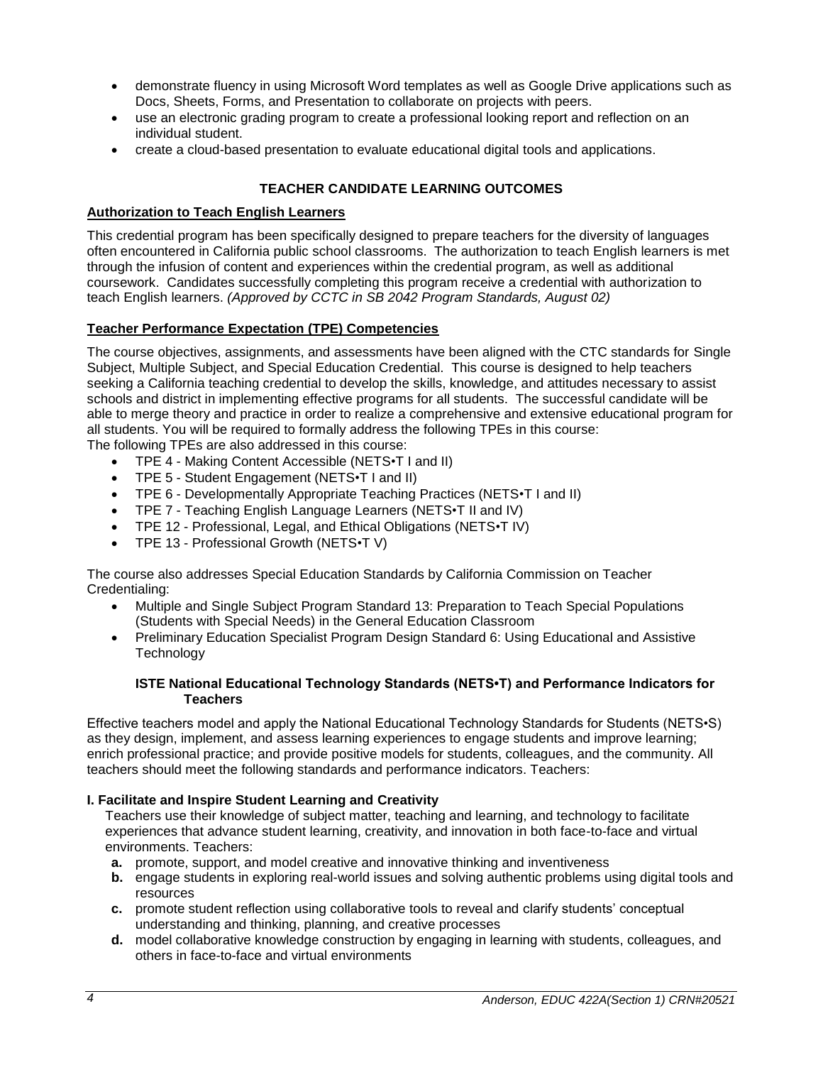- demonstrate fluency in using Microsoft Word templates as well as Google Drive applications such as Docs, Sheets, Forms, and Presentation to collaborate on projects with peers.
- use an electronic grading program to create a professional looking report and reflection on an individual student.
- create a cloud-based presentation to evaluate educational digital tools and applications.

## TEACHER CANDIDATE LEARNING OUTCOMES

### Authorization to Teach English Learners

This credential program has been specifically designed to prepare teachers for the diversity of languages often encountered in California public school classrooms. The authorization to teach English learners is met through the infusion of content and experiences within the credential program, as well as additional coursework. Candidates successfully completing this program receive a credential with authorization to teach English learners. *(Approved by CCTC in SB 2042 Program Standards, August 02)*

### Teacher Performance Expectation (TPE) Competencies

The course objectives, assignments, and assessments have been aligned with the CTC standards for Single Subject, Multiple Subject, and Special Education Credential. This course is designed to help teachers seeking a California teaching credential to develop the skills, knowledge, and attitudes necessary to assist schools and district in implementing effective programs for all students. The successful candidate will be able to merge theory and practice in order to realize a comprehensive and extensive educational program for all students. You will be required to formally address the following TPEs in this course:
The following TPEs are also addressed in this course:

- TPE 4 - Making Content Accessible (NETS•T I and II)
- TPE 5 - Student Engagement (NETS•T I and II)
- TPE 6 - Developmentally Appropriate Teaching Practices (NETS•T I and II)
- TPE 7 - Teaching English Language Learners (NETS•T II and IV)
- TPE 12 - Professional, Legal, and Ethical Obligations (NETS•T IV)
- TPE 13 - Professional Growth (NETS•T V)

The course also addresses Special Education Standards by California Commission on Teacher Credentialing:

- Multiple and Single Subject Program Standard 13: Preparation to Teach Special Populations (Students with Special Needs) in the General Education Classroom
- Preliminary Education Specialist Program Design Standard 6: Using Educational and Assistive Technology

### ISTE National Educational Technology Standards (NETS•T) and Performance Indicators for Teachers

Effective teachers model and apply the National Educational Technology Standards for Students (NETS•S) as they design, implement, and assess learning experiences to engage students and improve learning; enrich professional practice; and provide positive models for students, colleagues, and the community. All teachers should meet the following standards and performance indicators. Teachers:

**I. Facilitate and Inspire Student Learning and Creativity**

Teachers use their knowledge of subject matter, teaching and learning, and technology to facilitate experiences that advance student learning, creativity, and innovation in both face-to-face and virtual environments. Teachers:

- **a.** promote, support, and model creative and innovative thinking and inventiveness
- **b.** engage students in exploring real-world issues and solving authentic problems using digital tools and resources
- **c.** promote student reflection using collaborative tools to reveal and clarify students' conceptual understanding and thinking, planning, and creative processes
- **d.** model collaborative knowledge construction by engaging in learning with students, colleagues, and others in face-to-face and virtual environments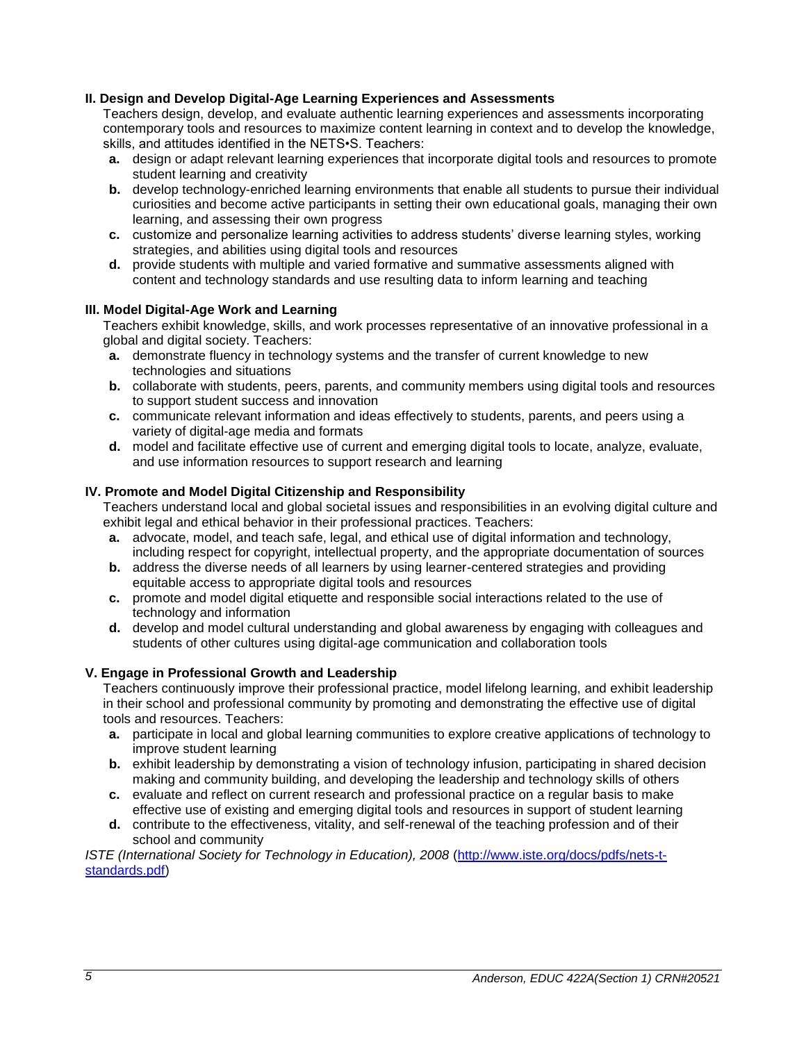**II. Design and Develop Digital-Age Learning Experiences and Assessments**

Teachers design, develop, and evaluate authentic learning experiences and assessments incorporating contemporary tools and resources to maximize content learning in context and to develop the knowledge, skills, and attitudes identified in the NETS•S. Teachers:

- **a.** design or adapt relevant learning experiences that incorporate digital tools and resources to promote student learning and creativity
- **b.** develop technology-enriched learning environments that enable all students to pursue their individual curiosities and become active participants in setting their own educational goals, managing their own learning, and assessing their own progress
- **c.** customize and personalize learning activities to address students' diverse learning styles, working strategies, and abilities using digital tools and resources
- **d.** provide students with multiple and varied formative and summative assessments aligned with content and technology standards and use resulting data to inform learning and teaching

**III. Model Digital-Age Work and Learning**

Teachers exhibit knowledge, skills, and work processes representative of an innovative professional in a global and digital society. Teachers:

- **a.** demonstrate fluency in technology systems and the transfer of current knowledge to new technologies and situations
- **b.** collaborate with students, peers, parents, and community members using digital tools and resources to support student success and innovation
- **c.** communicate relevant information and ideas effectively to students, parents, and peers using a variety of digital-age media and formats
- **d.** model and facilitate effective use of current and emerging digital tools to locate, analyze, evaluate, and use information resources to support research and learning

**IV. Promote and Model Digital Citizenship and Responsibility**

Teachers understand local and global societal issues and responsibilities in an evolving digital culture and exhibit legal and ethical behavior in their professional practices. Teachers:

- **a.** advocate, model, and teach safe, legal, and ethical use of digital information and technology, including respect for copyright, intellectual property, and the appropriate documentation of sources
- **b.** address the diverse needs of all learners by using learner-centered strategies and providing equitable access to appropriate digital tools and resources
- **c.** promote and model digital etiquette and responsible social interactions related to the use of technology and information
- **d.** develop and model cultural understanding and global awareness by engaging with colleagues and students of other cultures using digital-age communication and collaboration tools

**V. Engage in Professional Growth and Leadership**

Teachers continuously improve their professional practice, model lifelong learning, and exhibit leadership in their school and professional community by promoting and demonstrating the effective use of digital tools and resources. Teachers:

- **a.** participate in local and global learning communities to explore creative applications of technology to improve student learning
- **b.** exhibit leadership by demonstrating a vision of technology infusion, participating in shared decision making and community building, and developing the leadership and technology skills of others
- **c.** evaluate and reflect on current research and professional practice on a regular basis to make effective use of existing and emerging digital tools and resources in support of student learning
- **d.** contribute to the effectiveness, vitality, and self-renewal of the teaching profession and of their school and community

*ISTE (International Society for Technology in Education), 2008* (http://www.iste.org/docs/pdfs/nets-t-standards.pdf)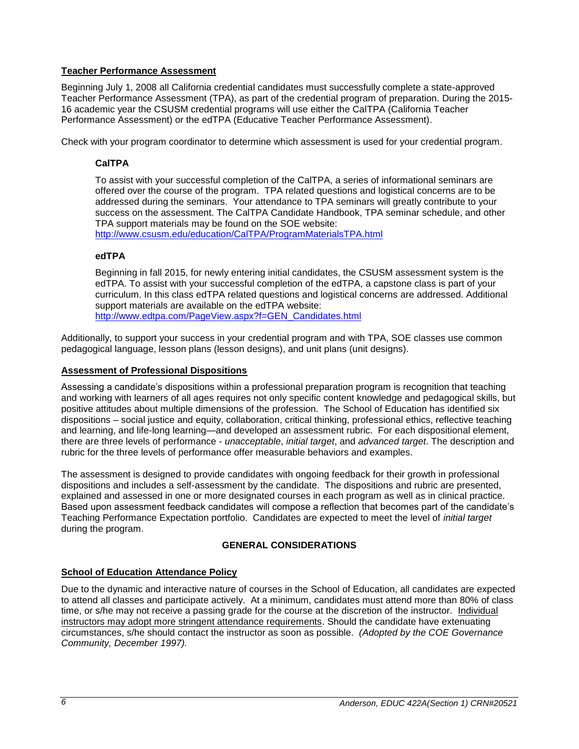## Teacher Performance Assessment

Beginning July 1, 2008 all California credential candidates must successfully complete a state-approved Teacher Performance Assessment (TPA), as part of the credential program of preparation. During the 2015-16 academic year the CSUSM credential programs will use either the CalTPA (California Teacher Performance Assessment) or the edTPA (Educative Teacher Performance Assessment).

Check with your program coordinator to determine which assessment is used for your credential program.

### CalTPA

To assist with your successful completion of the CalTPA, a series of informational seminars are offered over the course of the program. TPA related questions and logistical concerns are to be addressed during the seminars. Your attendance to TPA seminars will greatly contribute to your success on the assessment. The CalTPA Candidate Handbook, TPA seminar schedule, and other TPA support materials may be found on the SOE website:
http://www.csusm.edu/education/CalTPA/ProgramMaterialsTPA.html

### edTPA

Beginning in fall 2015, for newly entering initial candidates, the CSUSM assessment system is the edTPA. To assist with your successful completion of the edTPA, a capstone class is part of your curriculum. In this class edTPA related questions and logistical concerns are addressed. Additional support materials are available on the edTPA website:
http://www.edtpa.com/PageView.aspx?f=GEN_Candidates.html

Additionally, to support your success in your credential program and with TPA, SOE classes use common pedagogical language, lesson plans (lesson designs), and unit plans (unit designs).

## Assessment of Professional Dispositions

Assessing a candidate's dispositions within a professional preparation program is recognition that teaching and working with learners of all ages requires not only specific content knowledge and pedagogical skills, but positive attitudes about multiple dimensions of the profession. The School of Education has identified six dispositions – social justice and equity, collaboration, critical thinking, professional ethics, reflective teaching and learning, and life-long learning—and developed an assessment rubric. For each dispositional element, there are three levels of performance - *unacceptable*, *initial target*, and *advanced target*. The description and rubric for the three levels of performance offer measurable behaviors and examples.

The assessment is designed to provide candidates with ongoing feedback for their growth in professional dispositions and includes a self-assessment by the candidate. The dispositions and rubric are presented, explained and assessed in one or more designated courses in each program as well as in clinical practice. Based upon assessment feedback candidates will compose a reflection that becomes part of the candidate's Teaching Performance Expectation portfolio. Candidates are expected to meet the level of *initial target* during the program.

# GENERAL CONSIDERATIONS

## School of Education Attendance Policy

Due to the dynamic and interactive nature of courses in the School of Education, all candidates are expected to attend all classes and participate actively. At a minimum, candidates must attend more than 80% of class time, or s/he may not receive a passing grade for the course at the discretion of the instructor. Individual instructors may adopt more stringent attendance requirements. Should the candidate have extenuating circumstances, s/he should contact the instructor as soon as possible. *(Adopted by the COE Governance Community, December 1997).*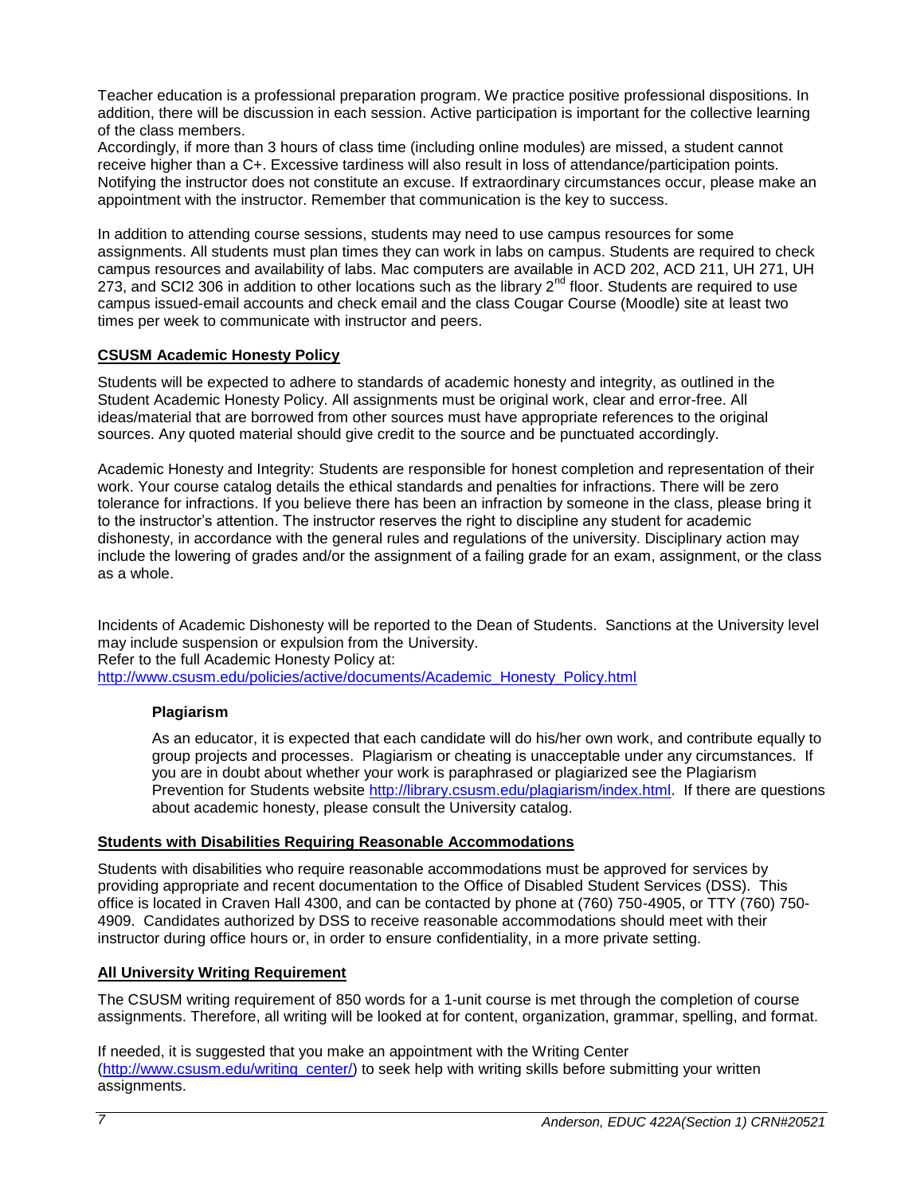Teacher education is a professional preparation program. We practice positive professional dispositions. In addition, there will be discussion in each session. Active participation is important for the collective learning of the class members.
Accordingly, if more than 3 hours of class time (including online modules) are missed, a student cannot receive higher than a C+. Excessive tardiness will also result in loss of attendance/participation points. Notifying the instructor does not constitute an excuse. If extraordinary circumstances occur, please make an appointment with the instructor. Remember that communication is the key to success.

In addition to attending course sessions, students may need to use campus resources for some assignments. All students must plan times they can work in labs on campus. Students are required to check campus resources and availability of labs. Mac computers are available in ACD 202, ACD 211, UH 271, UH 273, and SCI2 306 in addition to other locations such as the library 2nd floor. Students are required to use campus issued-email accounts and check email and the class Cougar Course (Moodle) site at least two times per week to communicate with instructor and peers.

## CSUSM Academic Honesty Policy

Students will be expected to adhere to standards of academic honesty and integrity, as outlined in the Student Academic Honesty Policy. All assignments must be original work, clear and error-free. All ideas/material that are borrowed from other sources must have appropriate references to the original sources. Any quoted material should give credit to the source and be punctuated accordingly.

Academic Honesty and Integrity: Students are responsible for honest completion and representation of their work. Your course catalog details the ethical standards and penalties for infractions. There will be zero tolerance for infractions. If you believe there has been an infraction by someone in the class, please bring it to the instructor's attention. The instructor reserves the right to discipline any student for academic dishonesty, in accordance with the general rules and regulations of the university. Disciplinary action may include the lowering of grades and/or the assignment of a failing grade for an exam, assignment, or the class as a whole.

Incidents of Academic Dishonesty will be reported to the Dean of Students. Sanctions at the University level may include suspension or expulsion from the University.
Refer to the full Academic Honesty Policy at:
http://www.csusm.edu/policies/active/documents/Academic_Honesty_Policy.html

### Plagiarism

As an educator, it is expected that each candidate will do his/her own work, and contribute equally to group projects and processes. Plagiarism or cheating is unacceptable under any circumstances. If you are in doubt about whether your work is paraphrased or plagiarized see the Plagiarism Prevention for Students website http://library.csusm.edu/plagiarism/index.html. If there are questions about academic honesty, please consult the University catalog.

## Students with Disabilities Requiring Reasonable Accommodations

Students with disabilities who require reasonable accommodations must be approved for services by providing appropriate and recent documentation to the Office of Disabled Student Services (DSS). This office is located in Craven Hall 4300, and can be contacted by phone at (760) 750-4905, or TTY (760) 750-4909. Candidates authorized by DSS to receive reasonable accommodations should meet with their instructor during office hours or, in order to ensure confidentiality, in a more private setting.

## All University Writing Requirement

The CSUSM writing requirement of 850 words for a 1-unit course is met through the completion of course assignments. Therefore, all writing will be looked at for content, organization, grammar, spelling, and format.

If needed, it is suggested that you make an appointment with the Writing Center (http://www.csusm.edu/writing_center/) to seek help with writing skills before submitting your written assignments.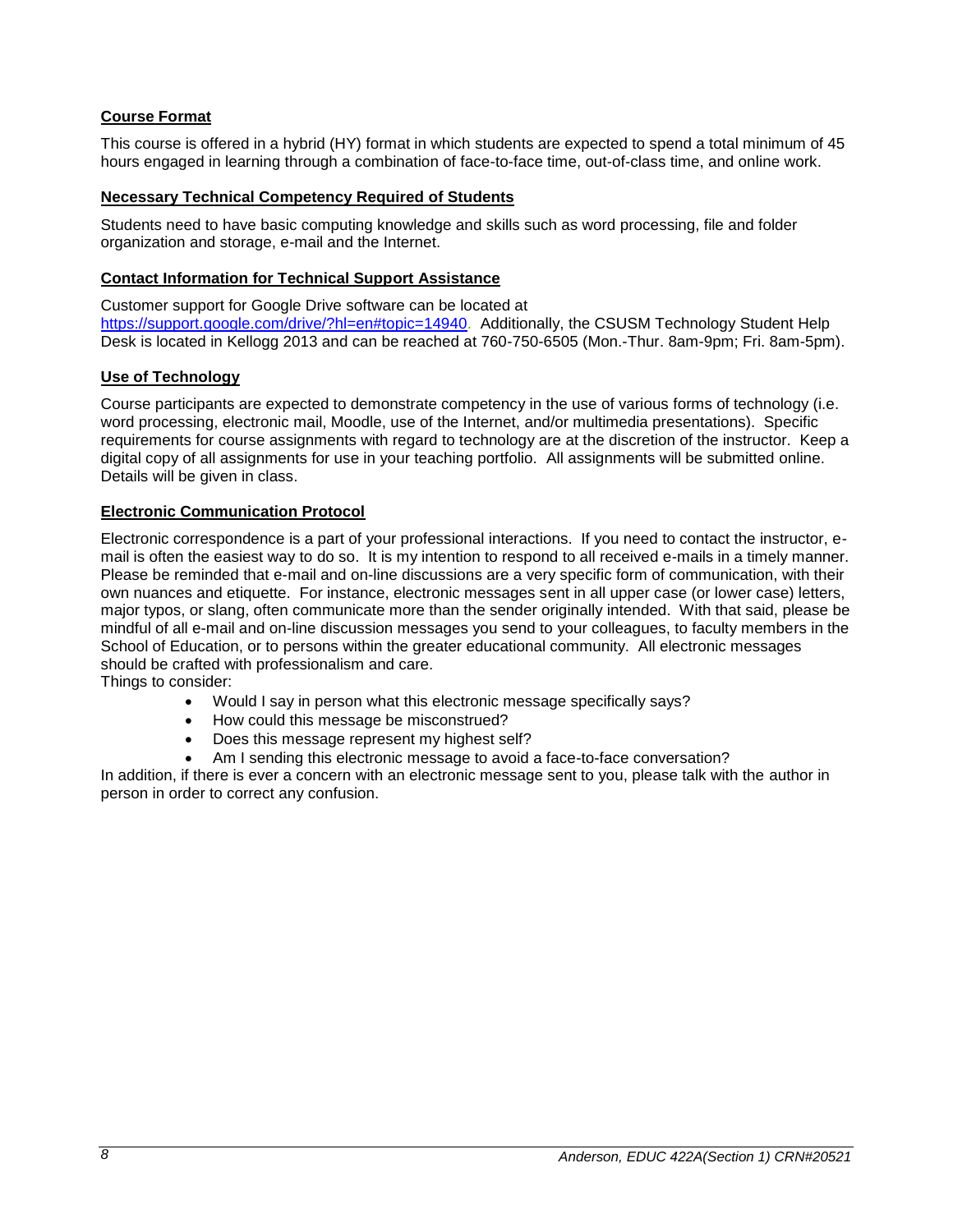## Course Format

This course is offered in a hybrid (HY) format in which students are expected to spend a total minimum of 45 hours engaged in learning through a combination of face-to-face time, out-of-class time, and online work.

## Necessary Technical Competency Required of Students

Students need to have basic computing knowledge and skills such as word processing, file and folder organization and storage, e-mail and the Internet.

## Contact Information for Technical Support Assistance

Customer support for Google Drive software can be located at https://support.google.com/drive/?hl=en#topic=14940. Additionally, the CSUSM Technology Student Help Desk is located in Kellogg 2013 and can be reached at 760-750-6505 (Mon.-Thur. 8am-9pm; Fri. 8am-5pm).

## Use of Technology

Course participants are expected to demonstrate competency in the use of various forms of technology (i.e. word processing, electronic mail, Moodle, use of the Internet, and/or multimedia presentations). Specific requirements for course assignments with regard to technology are at the discretion of the instructor. Keep a digital copy of all assignments for use in your teaching portfolio. All assignments will be submitted online. Details will be given in class.

## Electronic Communication Protocol

Electronic correspondence is a part of your professional interactions. If you need to contact the instructor, e-mail is often the easiest way to do so. It is my intention to respond to all received e-mails in a timely manner. Please be reminded that e-mail and on-line discussions are a very specific form of communication, with their own nuances and etiquette. For instance, electronic messages sent in all upper case (or lower case) letters, major typos, or slang, often communicate more than the sender originally intended. With that said, please be mindful of all e-mail and on-line discussion messages you send to your colleagues, to faculty members in the School of Education, or to persons within the greater educational community. All electronic messages should be crafted with professionalism and care.

Things to consider:

- Would I say in person what this electronic message specifically says?
- How could this message be misconstrued?
- Does this message represent my highest self?
- Am I sending this electronic message to avoid a face-to-face conversation?

In addition, if there is ever a concern with an electronic message sent to you, please talk with the author in person in order to correct any confusion.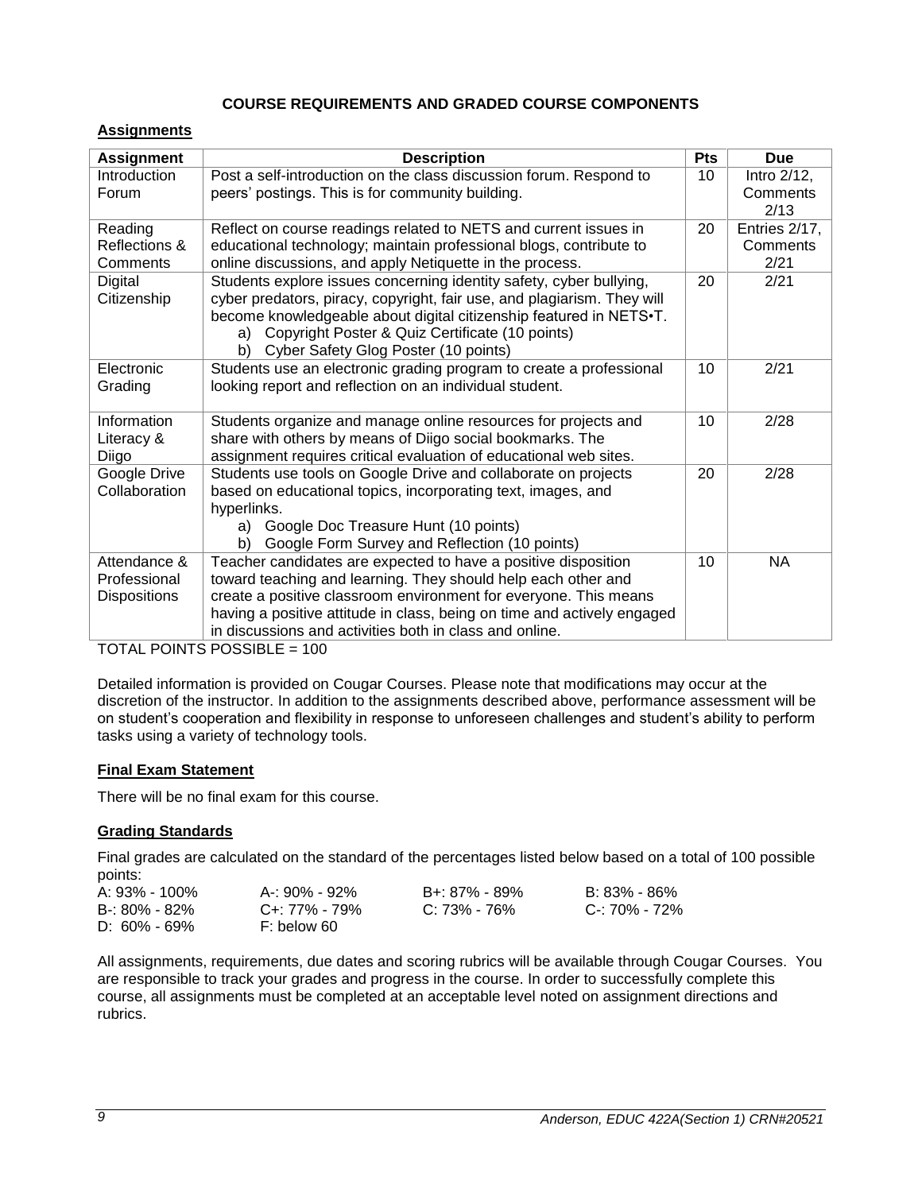## COURSE REQUIREMENTS AND GRADED COURSE COMPONENTS

### Assignments

| Assignment | Description | Pts | Due |
|---|---|---|---|
| Introduction Forum | Post a self-introduction on the class discussion forum. Respond to peers' postings. This is for community building. | 10 | Intro 2/12, Comments 2/13 |
| Reading Reflections & Comments | Reflect on course readings related to NETS and current issues in educational technology; maintain professional blogs, contribute to online discussions, and apply Netiquette in the process. | 20 | Entries 2/17, Comments 2/21 |
| Digital Citizenship | Students explore issues concerning identity safety, cyber bullying, cyber predators, piracy, copyright, fair use, and plagiarism. They will become knowledgeable about digital citizenship featured in NETS•T.<br>a) Copyright Poster & Quiz Certificate (10 points)<br>b) Cyber Safety Glog Poster (10 points) | 20 | 2/21 |
| Electronic Grading | Students use an electronic grading program to create a professional looking report and reflection on an individual student. | 10 | 2/21 |
| Information Literacy & Diigo | Students organize and manage online resources for projects and share with others by means of Diigo social bookmarks. The assignment requires critical evaluation of educational web sites. | 10 | 2/28 |
| Google Drive Collaboration | Students use tools on Google Drive and collaborate on projects based on educational topics, incorporating text, images, and hyperlinks.<br>a) Google Doc Treasure Hunt (10 points)<br>b) Google Form Survey and Reflection (10 points) | 20 | 2/28 |
| Attendance & Professional Dispositions | Teacher candidates are expected to have a positive disposition toward teaching and learning. They should help each other and create a positive classroom environment for everyone. This means having a positive attitude in class, being on time and actively engaged in discussions and activities both in class and online. | 10 | NA |

TOTAL POINTS POSSIBLE = 100

Detailed information is provided on Cougar Courses. Please note that modifications may occur at the discretion of the instructor. In addition to the assignments described above, performance assessment will be on student's cooperation and flexibility in response to unforeseen challenges and student's ability to perform tasks using a variety of technology tools.

### Final Exam Statement

There will be no final exam for this course.

### Grading Standards

Final grades are calculated on the standard of the percentages listed below based on a total of 100 possible points:

| | | | |
|---|---|---|---|
| A: 93% - 100% | A-: 90% - 92% | B+: 87% - 89% | B: 83% - 86% |
| B-: 80% - 82% | C+: 77% - 79% | C: 73% - 76% | C-: 70% - 72% |
| D: 60% - 69% | F: below 60 | | |

All assignments, requirements, due dates and scoring rubrics will be available through Cougar Courses. You are responsible to track your grades and progress in the course. In order to successfully complete this course, all assignments must be completed at an acceptable level noted on assignment directions and rubrics.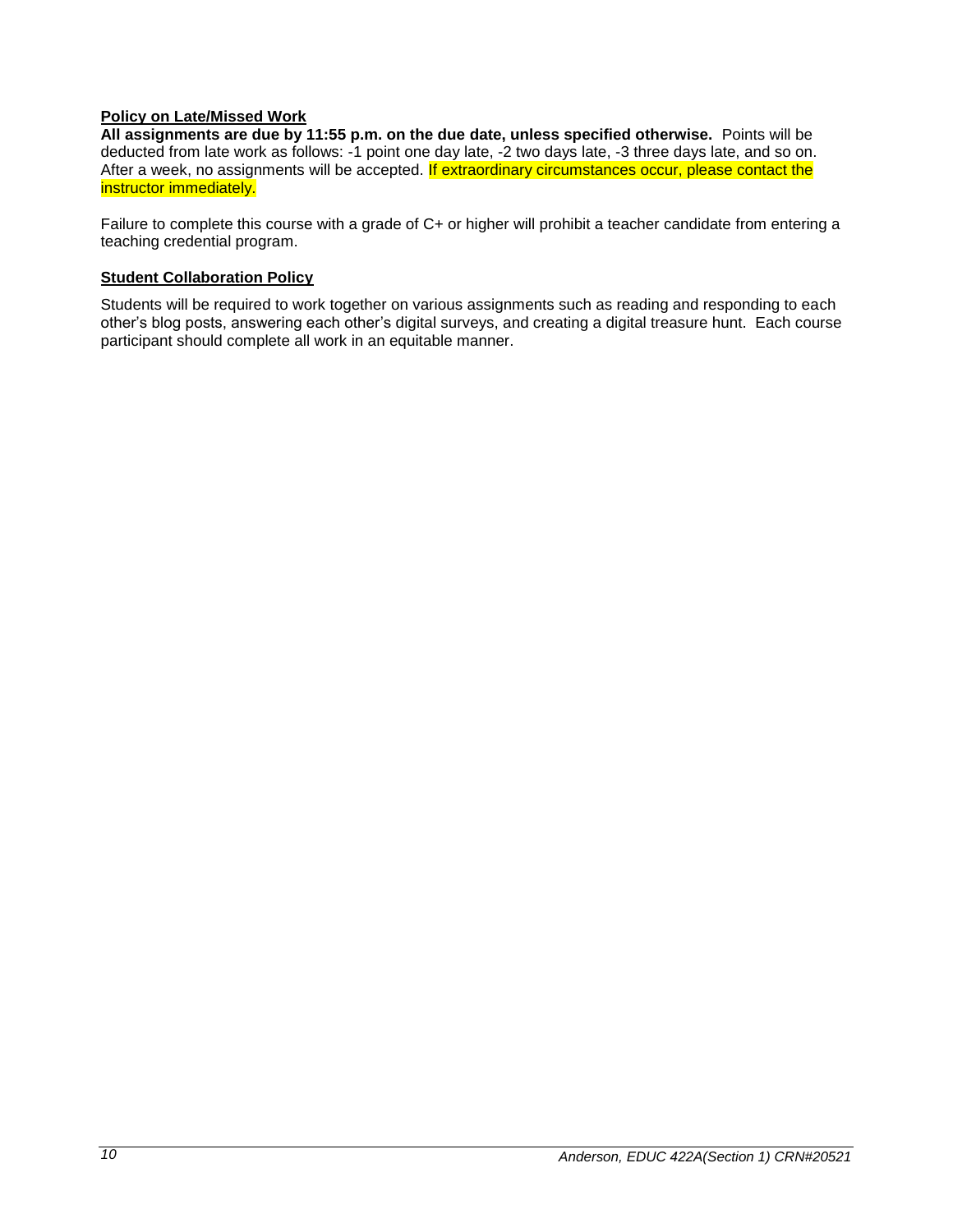**Policy on Late/Missed Work**

**All assignments are due by 11:55 p.m. on the due date, unless specified otherwise.** Points will be deducted from late work as follows: -1 point one day late, -2 two days late, -3 three days late, and so on. After a week, no assignments will be accepted. If extraordinary circumstances occur, please contact the instructor immediately.

Failure to complete this course with a grade of C+ or higher will prohibit a teacher candidate from entering a teaching credential program.

**Student Collaboration Policy**

Students will be required to work together on various assignments such as reading and responding to each other's blog posts, answering each other's digital surveys, and creating a digital treasure hunt. Each course participant should complete all work in an equitable manner.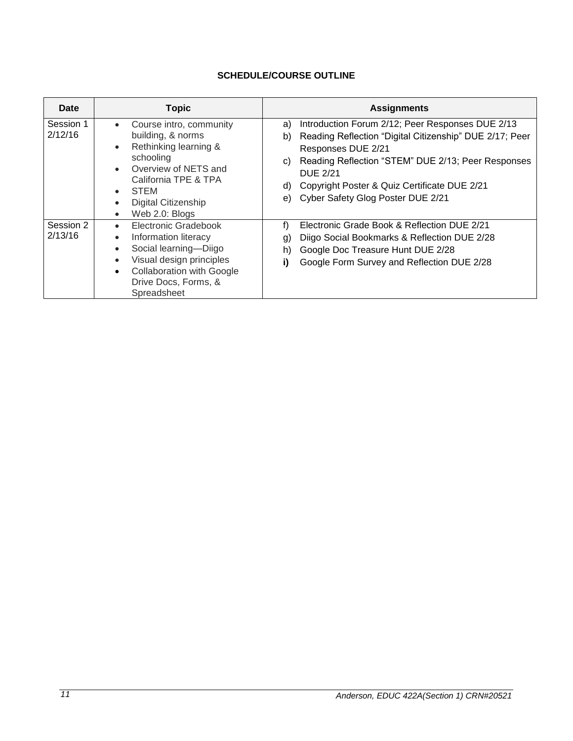**SCHEDULE/COURSE OUTLINE**

| Date | Topic | Assignments |
|---|---|---|
| Session 1 2/12/16 | • Course intro, community building, & norms<br>• Rethinking learning & schooling<br>• Overview of NETS and California TPE & TPA<br>• STEM<br>• Digital Citizenship<br>• Web 2.0: Blogs | a) Introduction Forum 2/12; Peer Responses DUE 2/13<br>b) Reading Reflection "Digital Citizenship" DUE 2/17; Peer Responses DUE 2/21<br>c) Reading Reflection "STEM" DUE 2/13; Peer Responses DUE 2/21<br>d) Copyright Poster & Quiz Certificate DUE 2/21<br>e) Cyber Safety Glog Poster DUE 2/21 |
| Session 2 2/13/16 | • Electronic Gradebook<br>• Information literacy<br>• Social learning—Diigo<br>• Visual design principles<br>• Collaboration with Google Drive Docs, Forms, & Spreadsheet | f) Electronic Grade Book & Reflection DUE 2/21<br>g) Diigo Social Bookmarks & Reflection DUE 2/28<br>h) Google Doc Treasure Hunt DUE 2/28<br>**i)** Google Form Survey and Reflection DUE 2/28 |